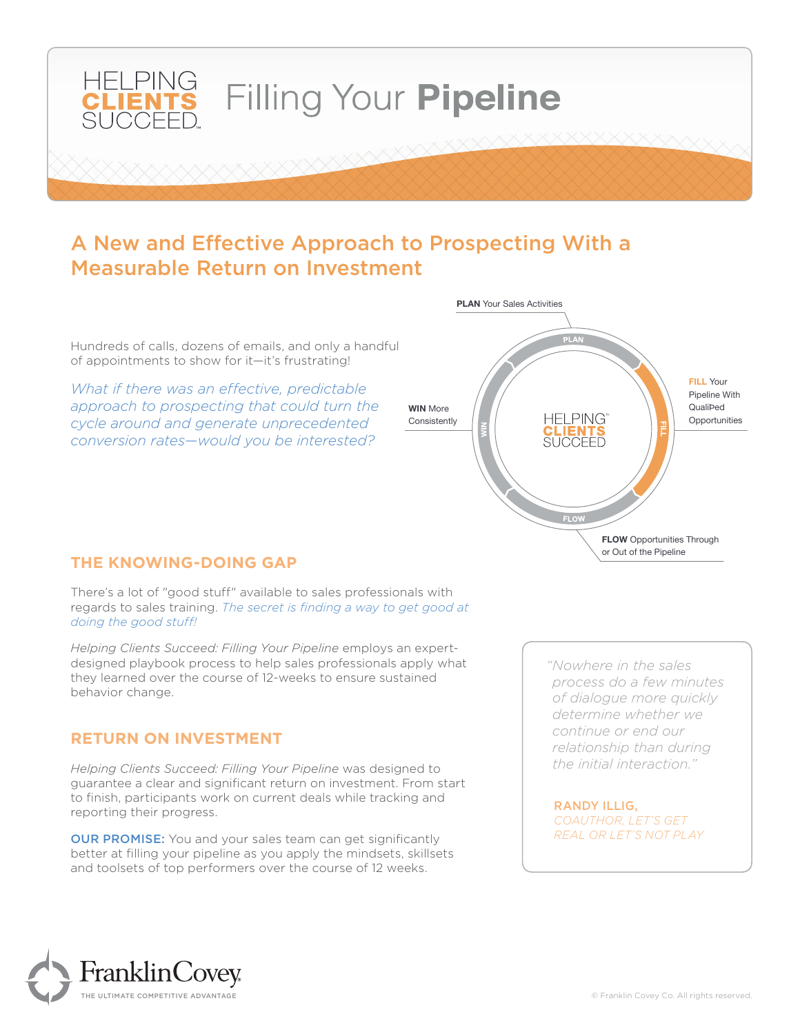# Filling Your **Pipeline**

HELPING CLIENTS SUCCEED

## A New and Effective Approach to Prospecting With a Measurable Return on Investment

Hundreds of calls, dozens of emails, and only a handful of appointments to show for it—it's frustrating!

*What if there was an effective, predictable approach to prospecting that could turn the cycle around and generate unprecedented conversion rates—would you be interested?*

**PLAN** Your Sales Activities

**FILL** Your Pipeline With QualiÞed Opportunities

**FLOW** Opportunities Through or Out of the Pipeline

**WIN** More Consistently

### THE KNOWING-DOING GAP

There's a lot of "good stuff" available to sales professionals with regards to sales training. *The secret is finding a way to get good at doing the good stuff!*

*Helping Clients Succeed: Filling Your Pipeline* employs an expert-designed playbook process to help sales professionals apply what they learned over the course of 12-weeks to ensure sustained behavior change.

### RETURN ON INVESTMENT

*Helping Clients Succeed: Filling Your Pipeline* was designed to guarantee a clear and significant return on investment. From start to finish, participants work on current deals while tracking and reporting their progress.

**OUR PROMISE:** You and your sales team can get significantly better at filling your pipeline as you apply the mindsets, skillsets and toolsets of top performers over the course of 12 weeks.

> *"Nowhere in the sales process do a few minutes of dialogue more quickly determine whether we continue or end our relationship than during the initial interaction."*
>
> **RANDY ILLIG,**
> *COAUTHOR, LET'S GET REAL OR LET'S NOT PLAY*

FranklinCovey
THE ULTIMATE COMPETITIVE ADVANTAGE

© Franklin Covey Co. All rights reserved.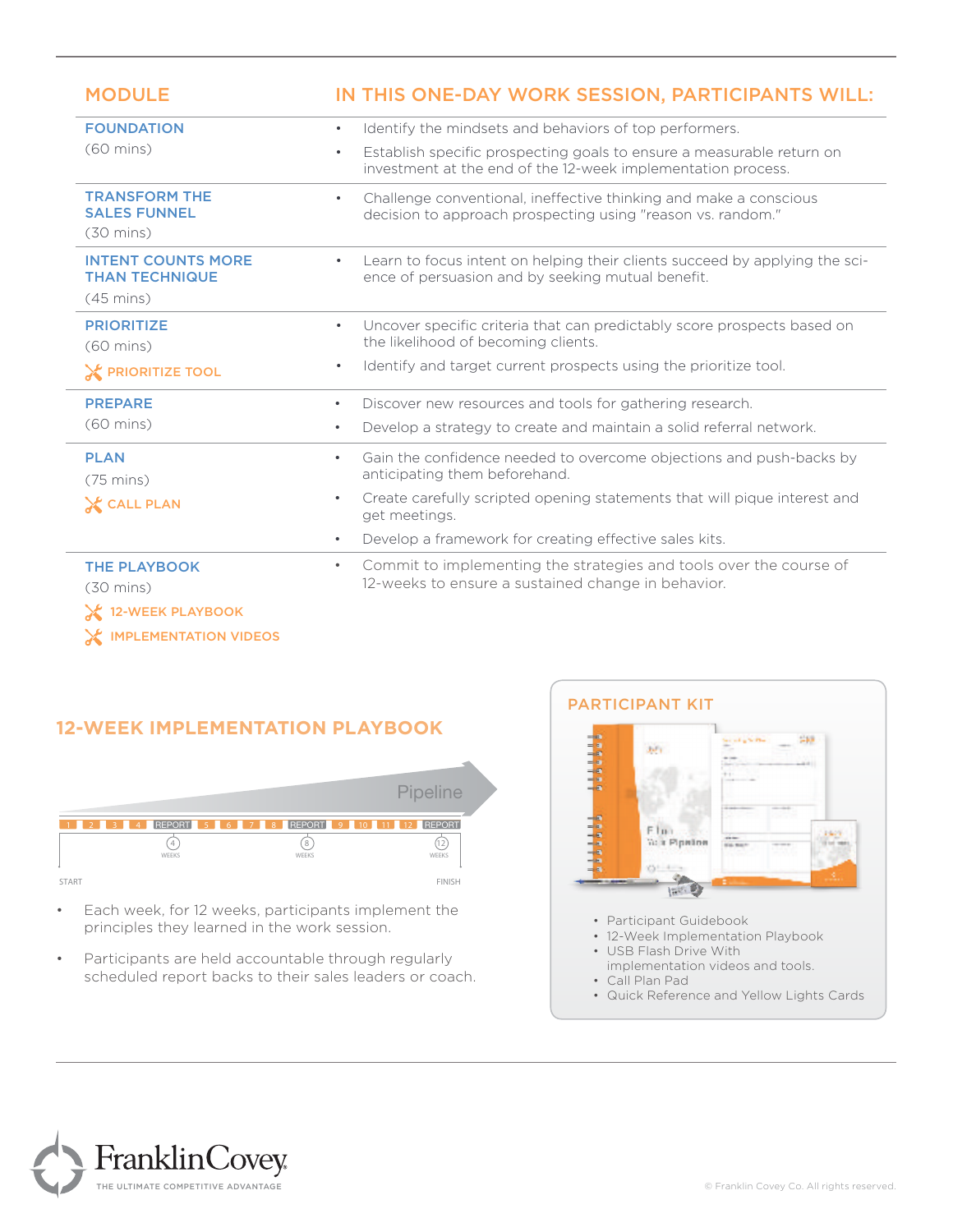| MODULE | IN THIS ONE-DAY WORK SESSION, PARTICIPANTS WILL: |
|---|---|
| **FOUNDATION** (60 mins) | • Identify the mindsets and behaviors of top performers. • Establish specific prospecting goals to ensure a measurable return on investment at the end of the 12-week implementation process. |
| **TRANSFORM THE SALES FUNNEL** (30 mins) | • Challenge conventional, ineffective thinking and make a conscious decision to approach prospecting using "reason vs. random." |
| **INTENT COUNTS MORE THAN TECHNIQUE** (45 mins) | • Learn to focus intent on helping their clients succeed by applying the science of persuasion and by seeking mutual benefit. |
| **PRIORITIZE** (60 mins) PRIORITIZE TOOL | • Uncover specific criteria that can predictably score prospects based on the likelihood of becoming clients. • Identify and target current prospects using the prioritize tool. |
| **PREPARE** (60 mins) | • Discover new resources and tools for gathering research. • Develop a strategy to create and maintain a solid referral network. |
| **PLAN** (75 mins) CALL PLAN | • Gain the confidence needed to overcome objections and push-backs by anticipating them beforehand. • Create carefully scripted opening statements that will pique interest and get meetings. • Develop a framework for creating effective sales kits. |
| **THE PLAYBOOK** (30 mins) 12-WEEK PLAYBOOK; IMPLEMENTATION VIDEOS | • Commit to implementing the strategies and tools over the course of 12-weeks to ensure a sustained change in behavior. |

## 12-WEEK IMPLEMENTATION PLAYBOOK

Pipeline

1 2 3 4 REPORT 5 6 7 8 REPORT 9 10 11 12 REPORT

START — 4 WEEKS — 8 WEEKS — 12 WEEKS — FINISH

- Each week, for 12 weeks, participants implement the principles they learned in the work session.
- Participants are held accountable through regularly scheduled report backs to their sales leaders or coach.

## PARTICIPANT KIT

- Participant Guidebook
- 12-Week Implementation Playbook
- USB Flash Drive With implementation videos and tools.
- Call Plan Pad
- Quick Reference and Yellow Lights Cards

FranklinCovey
THE ULTIMATE COMPETITIVE ADVANTAGE

© Franklin Covey Co. All rights reserved.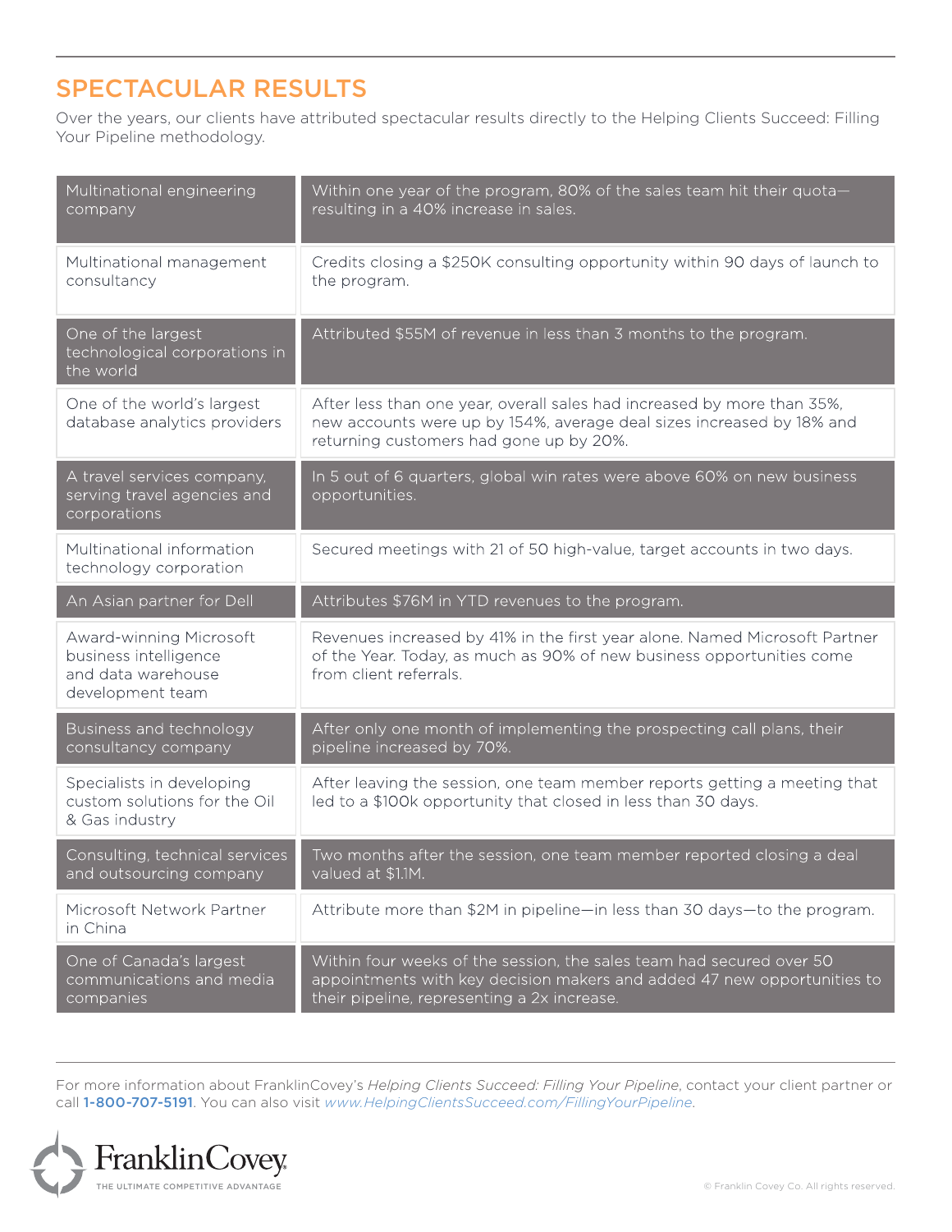## SPECTACULAR RESULTS

Over the years, our clients have attributed spectacular results directly to the Helping Clients Succeed: Filling Your Pipeline methodology.

| | |
|---|---|
| Multinational engineering company | Within one year of the program, 80% of the sales team hit their quota—resulting in a 40% increase in sales. |
| Multinational management consultancy | Credits closing a $250K consulting opportunity within 90 days of launch to the program. |
| One of the largest technological corporations in the world | Attributed $55M of revenue in less than 3 months to the program. |
| One of the world's largest database analytics providers | After less than one year, overall sales had increased by more than 35%, new accounts were up by 154%, average deal sizes increased by 18% and returning customers had gone up by 20%. |
| A travel services company, serving travel agencies and corporations | In 5 out of 6 quarters, global win rates were above 60% on new business opportunities. |
| Multinational information technology corporation | Secured meetings with 21 of 50 high-value, target accounts in two days. |
| An Asian partner for Dell | Attributes $76M in YTD revenues to the program. |
| Award-winning Microsoft business intelligence and data warehouse development team | Revenues increased by 41% in the first year alone. Named Microsoft Partner of the Year. Today, as much as 90% of new business opportunities come from client referrals. |
| Business and technology consultancy company | After only one month of implementing the prospecting call plans, their pipeline increased by 70%. |
| Specialists in developing custom solutions for the Oil & Gas industry | After leaving the session, one team member reports getting a meeting that led to a $100k opportunity that closed in less than 30 days. |
| Consulting, technical services and outsourcing company | Two months after the session, one team member reported closing a deal valued at $1.1M. |
| Microsoft Network Partner in China | Attribute more than $2M in pipeline—in less than 30 days—to the program. |
| One of Canada's largest communications and media companies | Within four weeks of the session, the sales team had secured over 50 appointments with key decision makers and added 47 new opportunities to their pipeline, representing a 2x increase. |

For more information about FranklinCovey's *Helping Clients Succeed: Filling Your Pipeline*, contact your client partner or call **1-800-707-5191**. You can also visit *www.HelpingClientsSucceed.com/FillingYourPipeline*.

FranklinCovey

THE ULTIMATE COMPETITIVE ADVANTAGE

© Franklin Covey Co. All rights reserved.